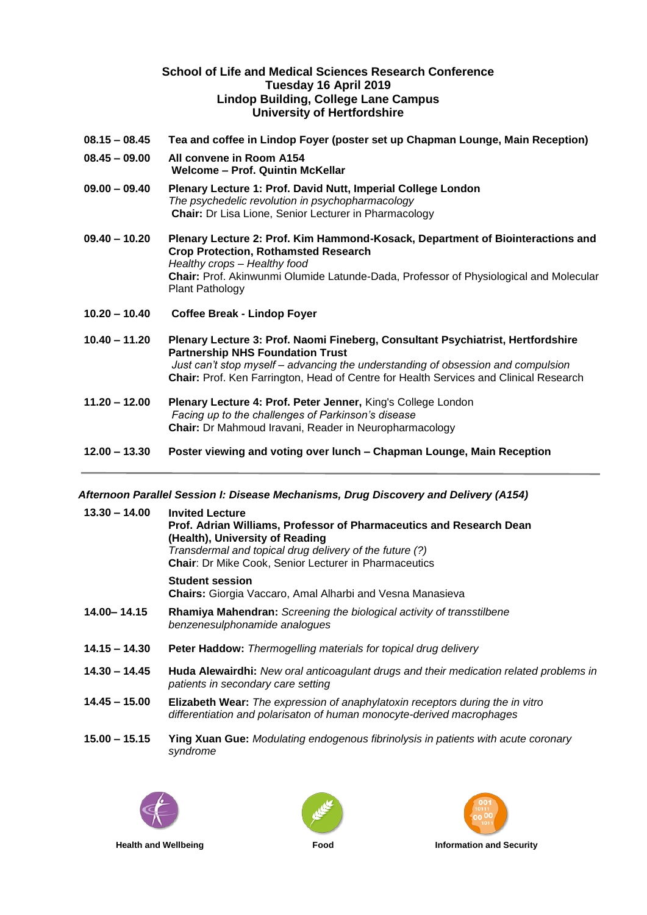# School of Life and Medical Sciences Research Conference
## Tuesday 16 April 2019
## Lindop Building, College Lane Campus
## University of Hertfordshire

**08.15 – 08.45** **Tea and coffee in Lindop Foyer (poster set up Chapman Lounge, Main Reception)**

**08.45 – 09.00** **All convene in Room A154**
**Welcome – Prof. Quintin McKellar**

**09.00 – 09.40** **Plenary Lecture 1: Prof. David Nutt, Imperial College London**
*The psychedelic revolution in psychopharmacology*
**Chair:** Dr Lisa Lione, Senior Lecturer in Pharmacology

**09.40 – 10.20** **Plenary Lecture 2: Prof. Kim Hammond-Kosack, Department of Biointeractions and Crop Protection, Rothamsted Research**
*Healthy crops – Healthy food*
**Chair:** Prof. Akinwunmi Olumide Latunde-Dada, Professor of Physiological and Molecular Plant Pathology

**10.20 – 10.40** **Coffee Break - Lindop Foyer**

**10.40 – 11.20** **Plenary Lecture 3: Prof. Naomi Fineberg, Consultant Psychiatrist, Hertfordshire Partnership NHS Foundation Trust**
*Just can't stop myself – advancing the understanding of obsession and compulsion*
**Chair:** Prof. Ken Farrington, Head of Centre for Health Services and Clinical Research

**11.20 – 12.00** **Plenary Lecture 4: Prof. Peter Jenner,** King's College London
*Facing up to the challenges of Parkinson's disease*
**Chair:** Dr Mahmoud Iravani, Reader in Neuropharmacology

**12.00 – 13.30** **Poster viewing and voting over lunch – Chapman Lounge, Main Reception**

---

***Afternoon Parallel Session I: Disease Mechanisms, Drug Discovery and Delivery (A154)***

**13.30 – 14.00** **Invited Lecture**
**Prof. Adrian Williams, Professor of Pharmaceutics and Research Dean (Health), University of Reading**
*Transdermal and topical drug delivery of the future (?)*
**Chair**: Dr Mike Cook, Senior Lecturer in Pharmaceutics

**Student session**
**Chairs:** Giorgia Vaccaro, Amal Alharbi and Vesna Manasieva

**14.00– 14.15** **Rhamiya Mahendran:** *Screening the biological activity of transstilbene benzenesulphonamide analogues*

**14.15 – 14.30** **Peter Haddow:** *Thermogelling materials for topical drug delivery*

**14.30 – 14.45** **Huda Alewairdhi:** *New oral anticoagulant drugs and their medication related problems in patients in secondary care setting*

**14.45 – 15.00** **Elizabeth Wear:** *The expression of anaphylatoxin receptors during the in vitro differentiation and polarisaton of human monocyte-derived macrophages*

**15.00 – 15.15** **Ying Xuan Gue:** *Modulating endogenous fibrinolysis in patients with acute coronary syndrome*

**Health and Wellbeing** **Food** **Information and Security**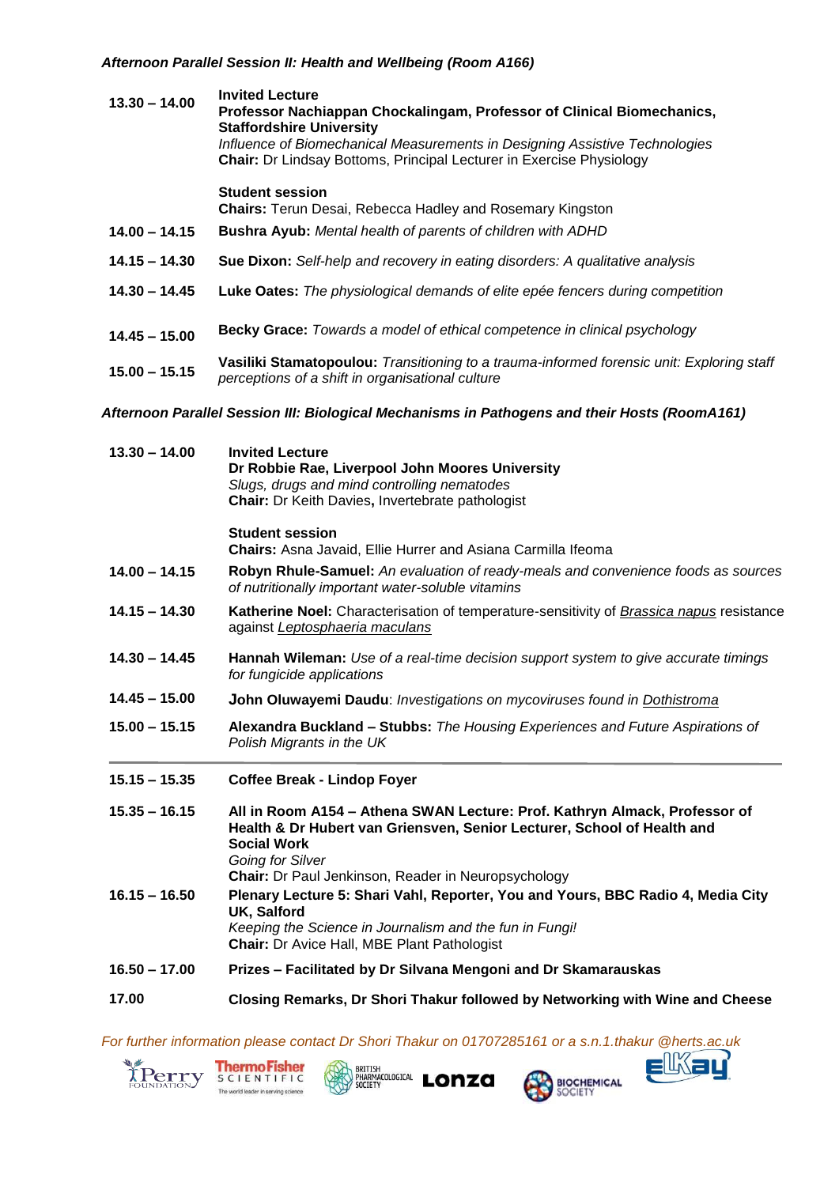### *Afternoon Parallel Session II: Health and Wellbeing (Room A166)*

| | |
|---|---|
| **13.30 – 14.00** | **Invited Lecture**<br>**Professor Nachiappan Chockalingam, Professor of Clinical Biomechanics, Staffordshire University**<br>*Influence of Biomechanical Measurements in Designing Assistive Technologies*<br>**Chair:** Dr Lindsay Bottoms, Principal Lecturer in Exercise Physiology |
| | **Student session**<br>**Chairs:** Terun Desai, Rebecca Hadley and Rosemary Kingston |
| **14.00 – 14.15** | **Bushra Ayub:** *Mental health of parents of children with ADHD* |
| **14.15 – 14.30** | **Sue Dixon:** *Self-help and recovery in eating disorders: A qualitative analysis* |
| **14.30 – 14.45** | **Luke Oates:** *The physiological demands of elite epée fencers during competition* |
| **14.45 – 15.00** | **Becky Grace:** *Towards a model of ethical competence in clinical psychology* |
| **15.00 – 15.15** | **Vasiliki Stamatopoulou:** *Transitioning to a trauma-informed forensic unit: Exploring staff perceptions of a shift in organisational culture* |

### *Afternoon Parallel Session III: Biological Mechanisms in Pathogens and their Hosts (RoomA161)*

| | |
|---|---|
| **13.30 – 14.00** | **Invited Lecture**<br>**Dr Robbie Rae, Liverpool John Moores University**<br>*Slugs, drugs and mind controlling nematodes*<br>**Chair:** Dr Keith Davies**,** Invertebrate pathologist |
| | **Student session**<br>**Chairs:** Asna Javaid, Ellie Hurrer and Asiana Carmilla Ifeoma |
| **14.00 – 14.15** | **Robyn Rhule-Samuel:** *An evaluation of ready-meals and convenience foods as sources of nutritionally important water-soluble vitamins* |
| **14.15 – 14.30** | **Katherine Noel:** Characterisation of temperature-sensitivity of *Brassica napus* resistance against *Leptosphaeria maculans* |
| **14.30 – 14.45** | **Hannah Wileman:** *Use of a real-time decision support system to give accurate timings for fungicide applications* |
| **14.45 – 15.00** | **John Oluwayemi Daudu**: *Investigations on mycoviruses found in Dothistroma* |
| **15.00 – 15.15** | **Alexandra Buckland – Stubbs:** *The Housing Experiences and Future Aspirations of Polish Migrants in the UK* |
| **15.15 – 15.35** | **Coffee Break - Lindop Foyer** |
| **15.35 – 16.15** | **All in Room A154 – Athena SWAN Lecture: Prof. Kathryn Almack, Professor of Health & Dr Hubert van Griensven, Senior Lecturer, School of Health and Social Work**<br>*Going for Silver*<br>**Chair:** Dr Paul Jenkinson, Reader in Neuropsychology |
| **16.15 – 16.50** | **Plenary Lecture 5: Shari Vahl, Reporter, You and Yours, BBC Radio 4, Media City UK, Salford**<br>*Keeping the Science in Journalism and the fun in Fungi!*<br>**Chair:** Dr Avice Hall, MBE Plant Pathologist |
| **16.50 – 17.00** | **Prizes – Facilitated by Dr Silvana Mengoni and Dr Skamarauskas** |
| **17.00** | **Closing Remarks, Dr Shori Thakur followed by Networking with Wine and Cheese** |

*For further information please contact Dr Shori Thakur on 01707285161 or a s.n.1.thakur @herts.ac.uk*

Perry Foundation · ThermoFisher Scientific · British Pharmacological Society · Lonza · Biochemical Society · ElKay